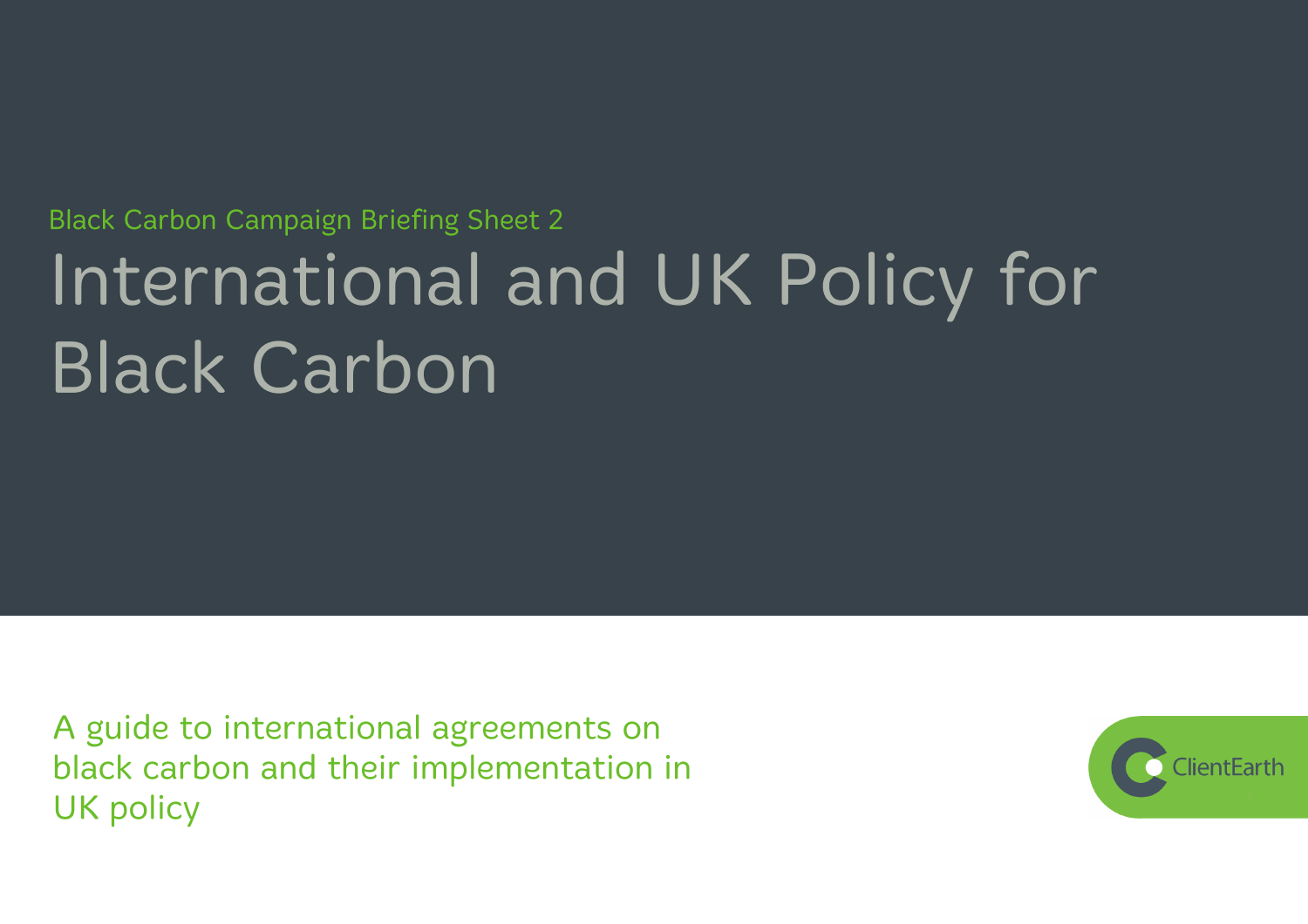Black Carbon Campaign Briefing Sheet 2

# International and UK Policy for Black Carbon

A guide to international agreements on black carbon and their implementation in UK policy

ClientEarth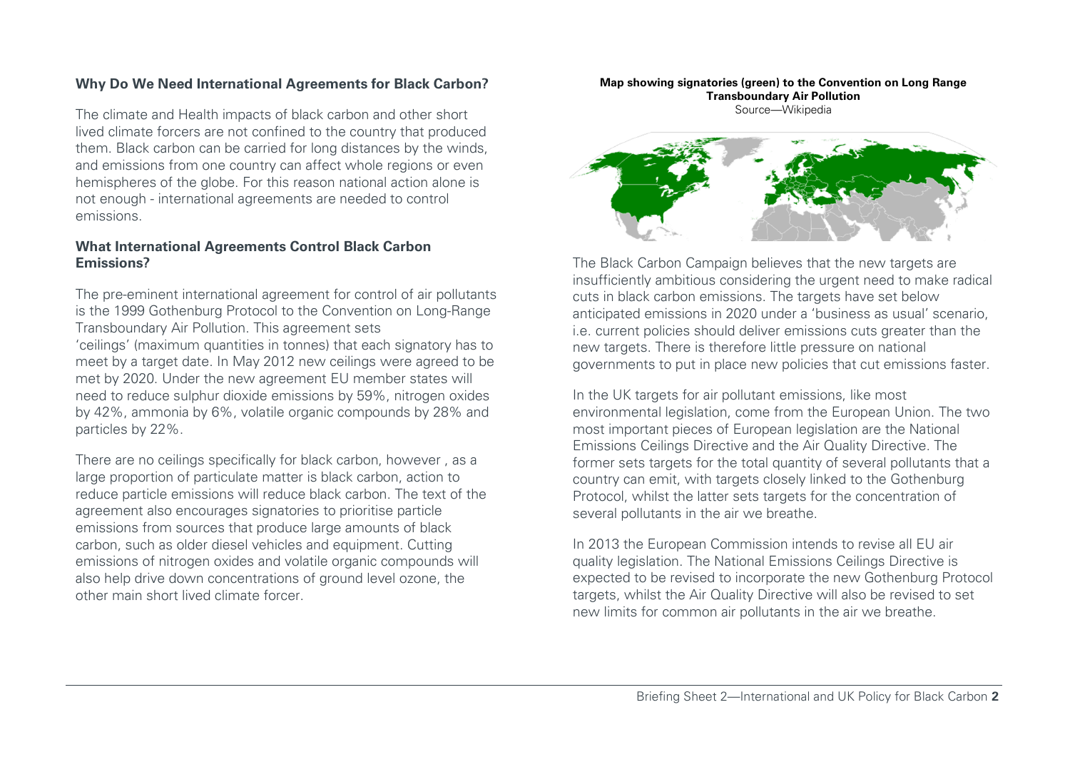## Why Do We Need International Agreements for Black Carbon?

The climate and Health impacts of black carbon and other short lived climate forcers are not confined to the country that produced them. Black carbon can be carried for long distances by the winds, and emissions from one country can affect whole regions or even hemispheres of the globe. For this reason national action alone is not enough - international agreements are needed to control emissions.

## What International Agreements Control Black Carbon Emissions?

The pre-eminent international agreement for control of air pollutants is the 1999 Gothenburg Protocol to the Convention on Long-Range Transboundary Air Pollution. This agreement sets 'ceilings' (maximum quantities in tonnes) that each signatory has to meet by a target date. In May 2012 new ceilings were agreed to be met by 2020. Under the new agreement EU member states will need to reduce sulphur dioxide emissions by 59%, nitrogen oxides by 42%, ammonia by 6%, volatile organic compounds by 28% and particles by 22%.

There are no ceilings specifically for black carbon, however , as a large proportion of particulate matter is black carbon, action to reduce particle emissions will reduce black carbon. The text of the agreement also encourages signatories to prioritise particle emissions from sources that produce large amounts of black carbon, such as older diesel vehicles and equipment. Cutting emissions of nitrogen oxides and volatile organic compounds will also help drive down concentrations of ground level ozone, the other main short lived climate forcer.

**Map showing signatories (green) to the Convention on Long Range Transboundary Air Pollution**
Source—Wikipedia

The Black Carbon Campaign believes that the new targets are insufficiently ambitious considering the urgent need to make radical cuts in black carbon emissions. The targets have set below anticipated emissions in 2020 under a 'business as usual' scenario, i.e. current policies should deliver emissions cuts greater than the new targets. There is therefore little pressure on national governments to put in place new policies that cut emissions faster.

In the UK targets for air pollutant emissions, like most environmental legislation, come from the European Union. The two most important pieces of European legislation are the National Emissions Ceilings Directive and the Air Quality Directive. The former sets targets for the total quantity of several pollutants that a country can emit, with targets closely linked to the Gothenburg Protocol, whilst the latter sets targets for the concentration of several pollutants in the air we breathe.

In 2013 the European Commission intends to revise all EU air quality legislation. The National Emissions Ceilings Directive is expected to be revised to incorporate the new Gothenburg Protocol targets, whilst the Air Quality Directive will also be revised to set new limits for common air pollutants in the air we breathe.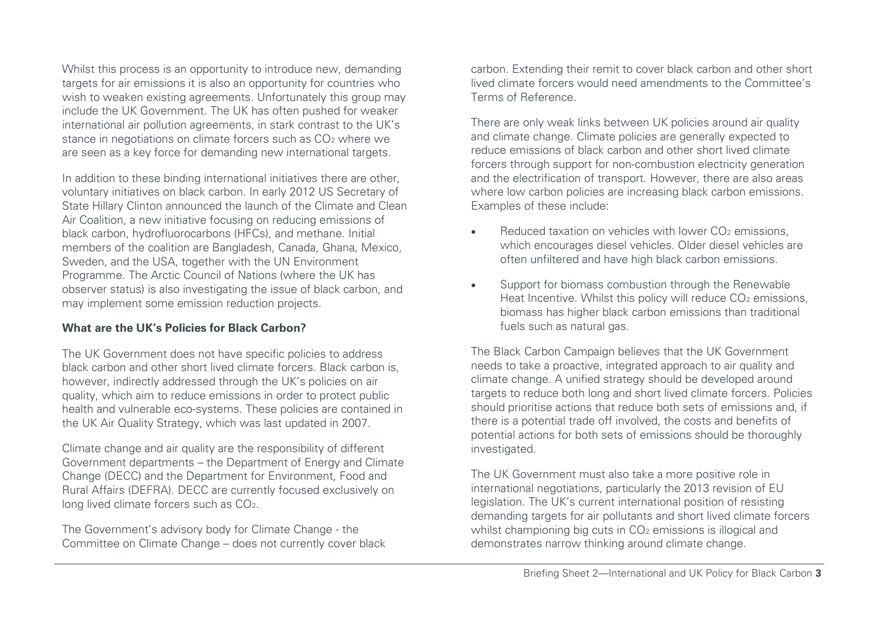Whilst this process is an opportunity to introduce new, demanding targets for air emissions it is also an opportunity for countries who wish to weaken existing agreements. Unfortunately this group may include the UK Government. The UK has often pushed for weaker international air pollution agreements, in stark contrast to the UK's stance in negotiations on climate forcers such as $CO_2$ where we are seen as a key force for demanding new international targets.

In addition to these binding international initiatives there are other, voluntary initiatives on black carbon. In early 2012 US Secretary of State Hillary Clinton announced the launch of the Climate and Clean Air Coalition, a new initiative focusing on reducing emissions of black carbon, hydrofluorocarbons (HFCs), and methane. Initial members of the coalition are Bangladesh, Canada, Ghana, Mexico, Sweden, and the USA, together with the UN Environment Programme. The Arctic Council of Nations (where the UK has observer status) is also investigating the issue of black carbon, and may implement some emission reduction projects.

**What are the UK's Policies for Black Carbon?**

The UK Government does not have specific policies to address black carbon and other short lived climate forcers. Black carbon is, however, indirectly addressed through the UK's policies on air quality, which aim to reduce emissions in order to protect public health and vulnerable eco-systems. These policies are contained in the UK Air Quality Strategy, which was last updated in 2007.

Climate change and air quality are the responsibility of different Government departments – the Department of Energy and Climate Change (DECC) and the Department for Environment, Food and Rural Affairs (DEFRA). DECC are currently focused exclusively on long lived climate forcers such as $CO_2$.

The Government's advisory body for Climate Change - the Committee on Climate Change – does not currently cover black carbon. Extending their remit to cover black carbon and other short lived climate forcers would need amendments to the Committee's Terms of Reference.

There are only weak links between UK policies around air quality and climate change. Climate policies are generally expected to reduce emissions of black carbon and other short lived climate forcers through support for non-combustion electricity generation and the electrification of transport. However, there are also areas where low carbon policies are increasing black carbon emissions. Examples of these include:

- Reduced taxation on vehicles with lower $CO_2$ emissions, which encourages diesel vehicles. Older diesel vehicles are often unfiltered and have high black carbon emissions.
- Support for biomass combustion through the Renewable Heat Incentive. Whilst this policy will reduce $CO_2$ emissions, biomass has higher black carbon emissions than traditional fuels such as natural gas.

The Black Carbon Campaign believes that the UK Government needs to take a proactive, integrated approach to air quality and climate change. A unified strategy should be developed around targets to reduce both long and short lived climate forcers. Policies should prioritise actions that reduce both sets of emissions and, if there is a potential trade off involved, the costs and benefits of potential actions for both sets of emissions should be thoroughly investigated.

The UK Government must also take a more positive role in international negotiations, particularly the 2013 revision of EU legislation. The UK's current international position of resisting demanding targets for air pollutants and short lived climate forcers whilst championing big cuts in $CO_2$ emissions is illogical and demonstrates narrow thinking around climate change.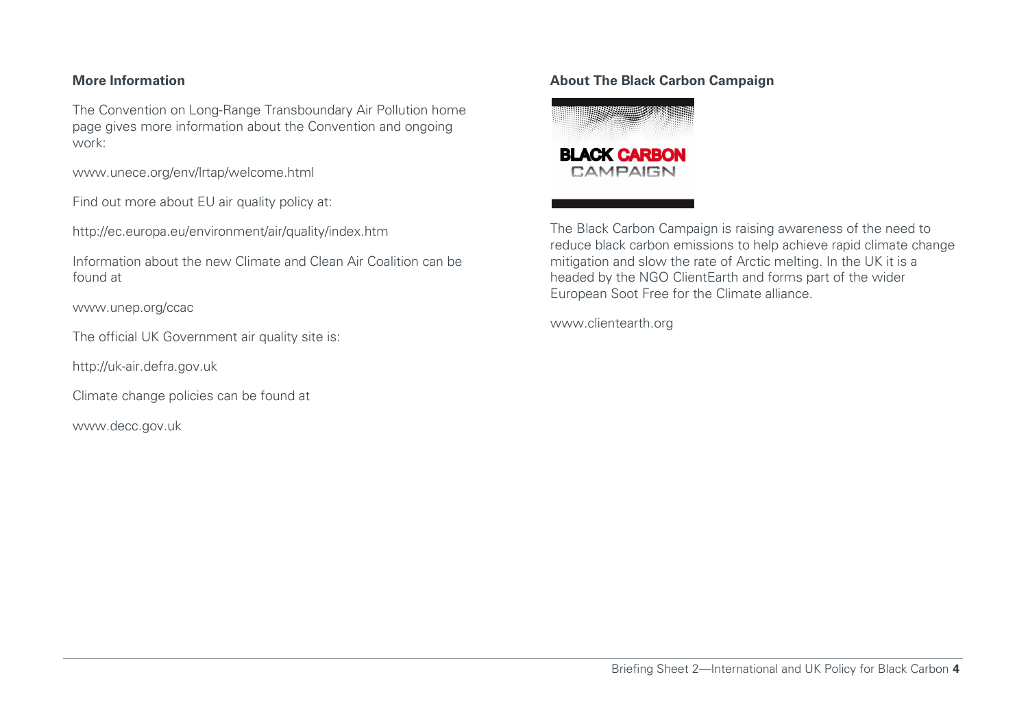## More Information

The Convention on Long-Range Transboundary Air Pollution home page gives more information about the Convention and ongoing work:

www.unece.org/env/lrtap/welcome.html

Find out more about EU air quality policy at:

http://ec.europa.eu/environment/air/quality/index.htm

Information about the new Climate and Clean Air Coalition can be found at

www.unep.org/ccac

The official UK Government air quality site is:

http://uk-air.defra.gov.uk

Climate change policies can be found at

www.decc.gov.uk

## About The Black Carbon Campaign

BLACK CARBON CAMPAIGN

The Black Carbon Campaign is raising awareness of the need to reduce black carbon emissions to help achieve rapid climate change mitigation and slow the rate of Arctic melting. In the UK it is a headed by the NGO ClientEarth and forms part of the wider European Soot Free for the Climate alliance.

www.clientearth.org